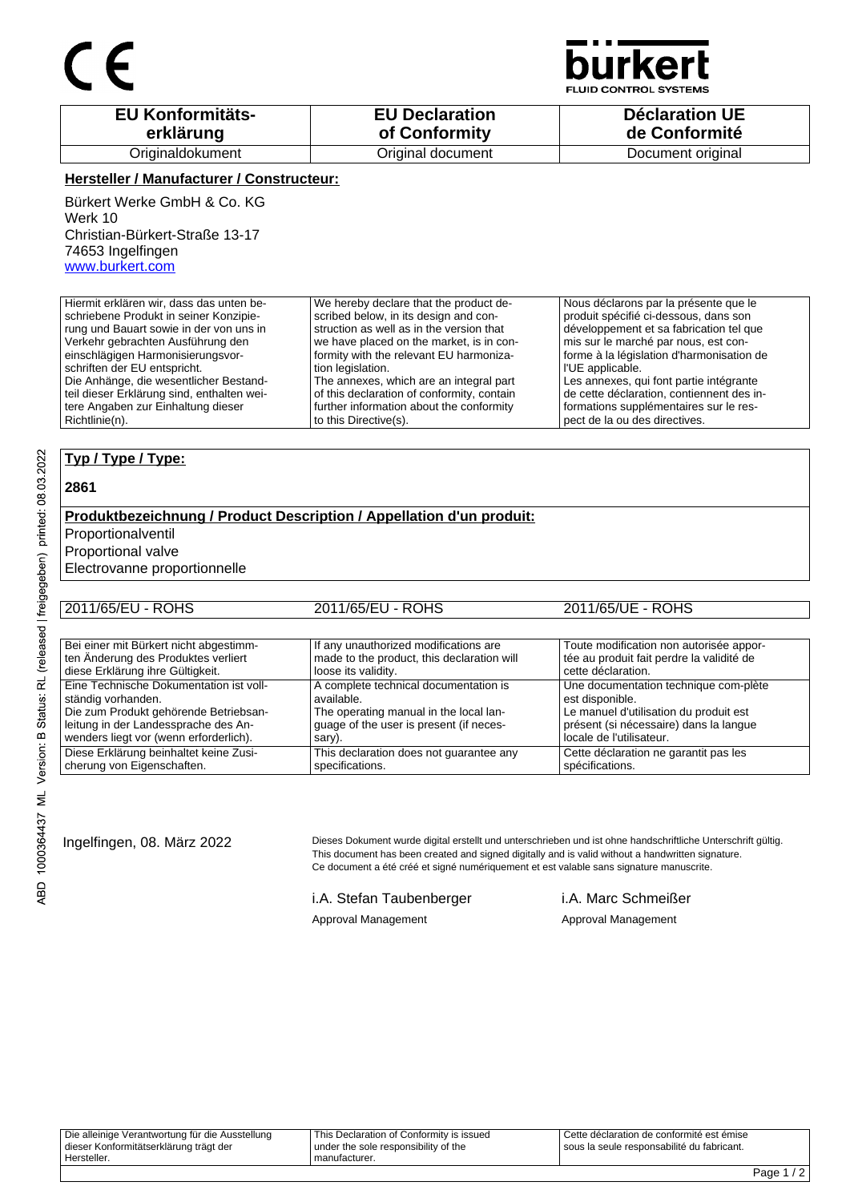CE

bürkert
FLUID CONTROL SYSTEMS

| EU Konformitäts-erklärung | EU Declaration of Conformity | Déclaration UE de Conformité |
|---|---|---|
| Originaldokument | Original document | Document original |

**Hersteller / Manufacturer / Constructeur:**

Bürkert Werke GmbH & Co. KG
Werk 10
Christian-Bürkert-Straße 13-17
74653 Ingelfingen
www.burkert.com

| | | |
|---|---|---|
| Hiermit erklären wir, dass das unten beschriebene Produkt in seiner Konzipierung und Bauart sowie in der von uns in Verkehr gebrachten Ausführung den einschlägigen Harmonisierungsvorschriften der EU entspricht. Die Anhänge, die wesentlicher Bestandteil dieser Erklärung sind, enthalten weitere Angaben zur Einhaltung dieser Richtlinie(n). | We hereby declare that the product described below, in its design and construction as well as in the version that we have placed on the market, is in conformity with the relevant EU harmonization legislation. The annexes, which are an integral part of this declaration of conformity, contain further information about the conformity to this Directive(s). | Nous déclarons par la présente que le produit spécifié ci-dessous, dans son développement et sa fabrication tel que mis sur le marché par nous, est conforme à la législation d'harmonisation de l'UE applicable. Les annexes, qui font partie intégrante de cette déclaration, contiennent des informations supplémentaires sur le respect de la ou des directives. |

**Typ / Type / Type:**

**2861**

**Produktbezeichnung / Product Description / Appellation d'un produit:**

Proportionalventil
Proportional valve
Electrovanne proportionnelle

| 2011/65/EU - ROHS | 2011/65/EU - ROHS | 2011/65/UE - ROHS |
|---|---|---|

| | | |
|---|---|---|
| Bei einer mit Bürkert nicht abgestimmten Änderung des Produktes verliert diese Erklärung ihre Gültigkeit. | If any unauthorized modifications are made to the product, this declaration will loose its validity. | Toute modification non autorisée apportée au produit fait perdre la validité de cette déclaration. |
| Eine Technische Dokumentation ist vollständig vorhanden. Die zum Produkt gehörende Betriebsanleitung in der Landessprache des Anwenders liegt vor (wenn erforderlich). | A complete technical documentation is available. The operating manual in the local language of the user is present (if necessary). | Une documentation technique com-plète est disponible. Le manuel d'utilisation du produit est présent (si nécessaire) dans la langue locale de l'utilisateur. |
| Diese Erklärung beinhaltet keine Zusicherung von Eigenschaften. | This declaration does not guarantee any specifications. | Cette déclaration ne garantit pas les spécifications. |

Ingelfingen, 08. März 2022

Dieses Dokument wurde digital erstellt und unterschrieben und ist ohne handschriftliche Unterschrift gültig.
This document has been created and signed digitally and is valid without a handwritten signature.
Ce document a été créé et signé numériquement et est valable sans signature manuscrite.

i.A. Stefan Taubenberger
Approval Management

i.A. Marc Schmeißer
Approval Management

ABD 1000364437 ML Version: B Status: RL (released | freigegeben) printed: 08.03.2022

| | | |
|---|---|---|
| Die alleinige Verantwortung für die Ausstellung dieser Konformitätserklärung trägt der Hersteller. | This Declaration of Conformity is issued under the sole responsibility of the manufacturer. | Cette déclaration de conformité est émise sous la seule responsabilité du fabricant. |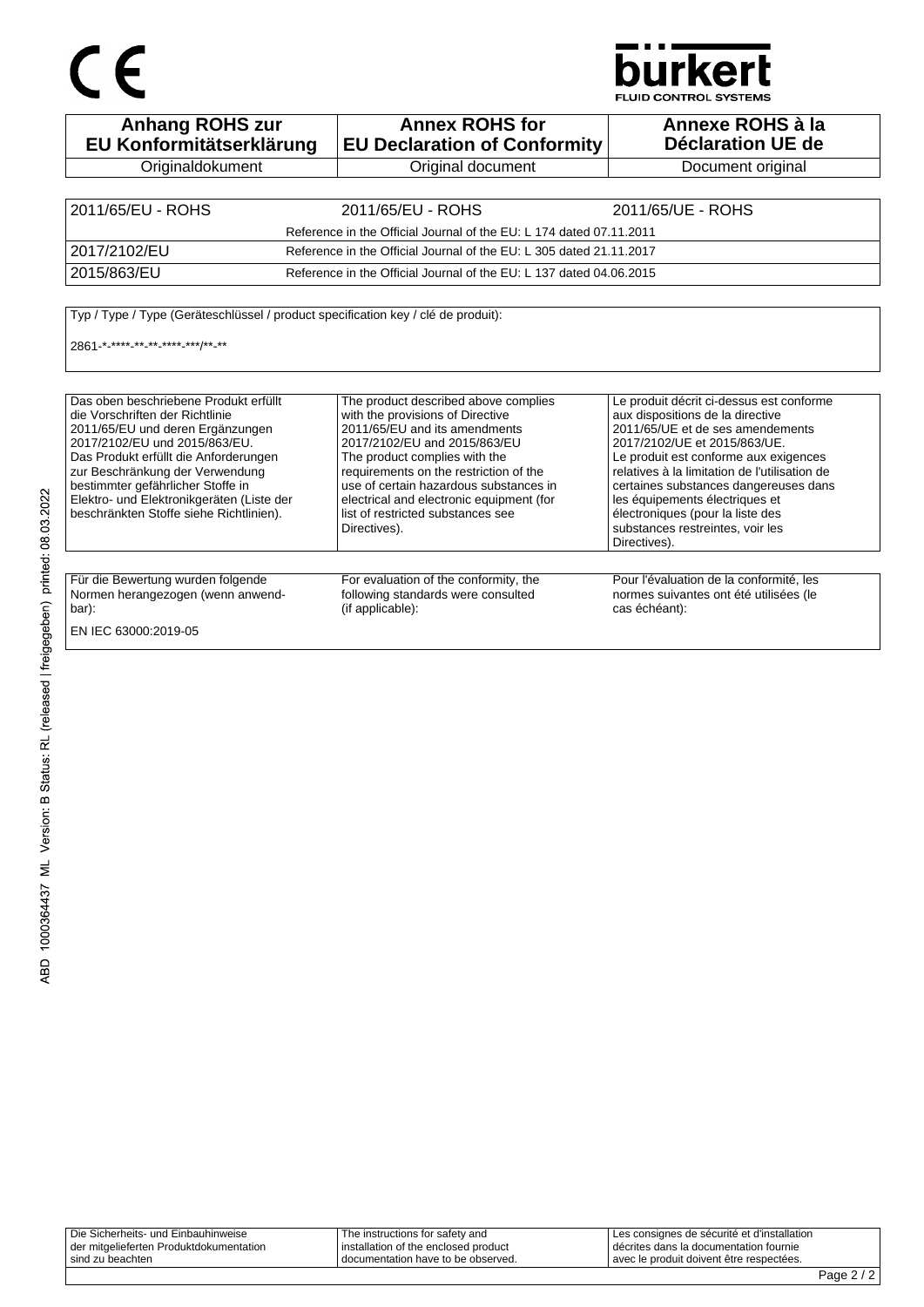CE

bürkert
FLUID CONTROL SYSTEMS

| Anhang ROHS zur EU Konformitätserklärung | Annex ROHS for EU Declaration of Conformity | Annexe ROHS à la Déclaration UE de |
|---|---|---|
| Originaldokument | Original document | Document original |

| | | |
|---|---|---|
| 2011/65/EU - ROHS | 2011/65/EU - ROHS | 2011/65/UE - ROHS |
| | Reference in the Official Journal of the EU: L 174 dated 07.11.2011 | |
| 2017/2102/EU | Reference in the Official Journal of the EU: L 305 dated 21.11.2017 | |
| 2015/863/EU | Reference in the Official Journal of the EU: L 137 dated 04.06.2015 | |

Typ / Type / Type (Geräteschlüssel / product specification key / clé de produit):

2861-*-****-**-**-****-***/**-**

| | | |
|---|---|---|
| Das oben beschriebene Produkt erfüllt die Vorschriften der Richtlinie 2011/65/EU und deren Ergänzungen 2017/2102/EU und 2015/863/EU. Das Produkt erfüllt die Anforderungen zur Beschränkung der Verwendung bestimmter gefährlicher Stoffe in Elektro- und Elektronikgeräten (Liste der beschränkten Stoffe siehe Richtlinien). | The product described above complies with the provisions of Directive 2011/65/EU and its amendments 2017/2102/EU and 2015/863/EU The product complies with the requirements on the restriction of the use of certain hazardous substances in electrical and electronic equipment (for list of restricted substances see Directives). | Le produit décrit ci-dessus est conforme aux dispositions de la directive 2011/65/UE et de ses amendements 2017/2102/UE et 2015/863/UE. Le produit est conforme aux exigences relatives à la limitation de l'utilisation de certaines substances dangereuses dans les équipements électriques et électroniques (pour la liste des substances restreintes, voir les Directives). |

| | | |
|---|---|---|
| Für die Bewertung wurden folgende Normen herangezogen (wenn anwendbar): | For evaluation of the conformity, the following standards were consulted (if applicable): | Pour l'évaluation de la conformité, les normes suivantes ont été utilisées (le cas échéant): |
| EN IEC 63000:2019-05 | | |

ABD 1000364437 ML Version: B Status: RL (released | freigegeben) printed: 08.03.2022

| | | |
|---|---|---|
| Die Sicherheits- und Einbauhinweise der mitgelieferten Produktdokumentation sind zu beachten | The instructions for safety and installation of the enclosed product documentation have to be observed. | Les consignes de sécurité et d'installation décrites dans la documentation fournie avec le produit doivent être respectées. |